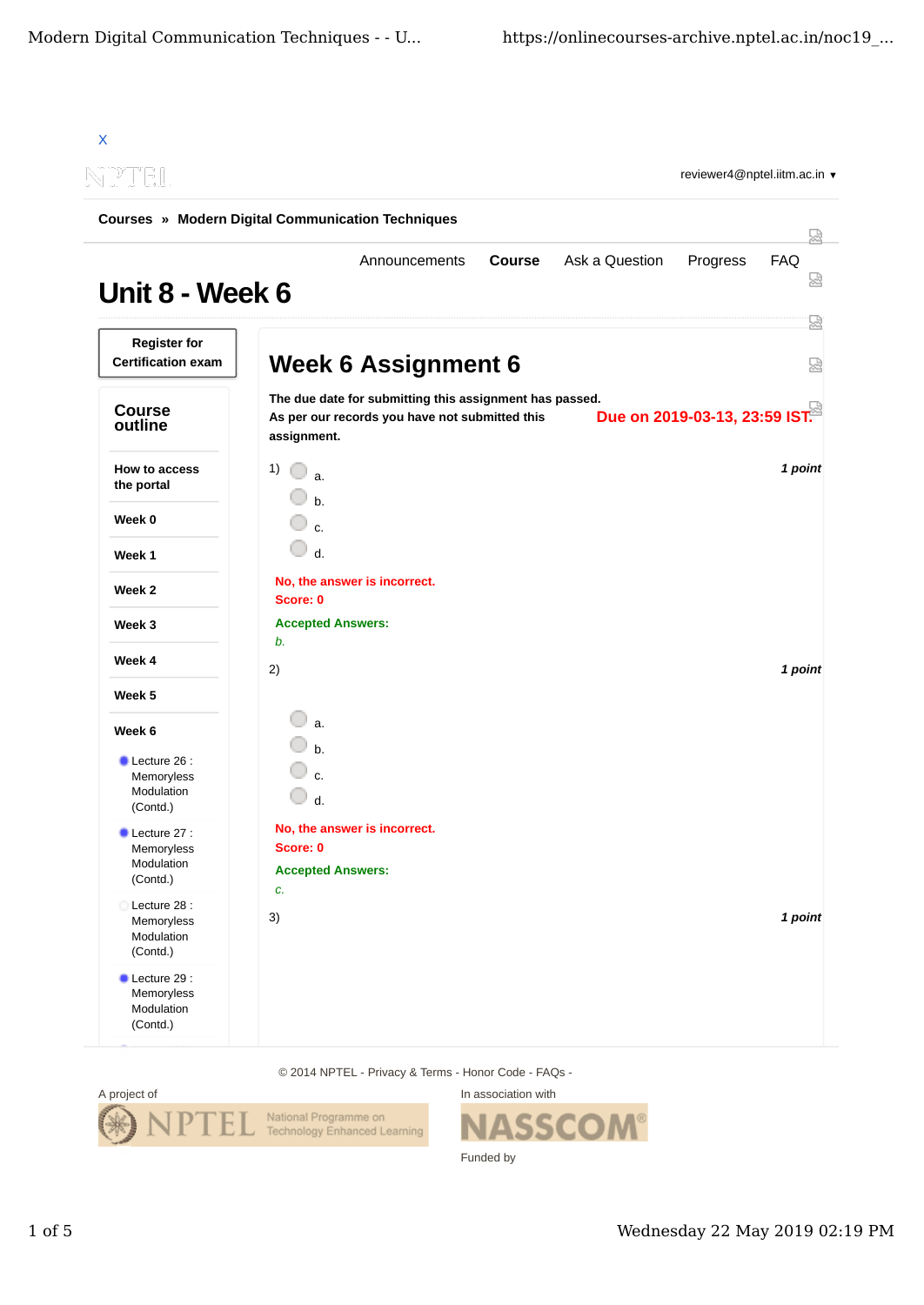X

reviewer4@nptel.iitm.ac.in ▼

**Courses » Modern Digital Communication Techniques**

Announcements **Course** Ask a Question Progress FAQ

# Unit 8 - Week 6

**Register for Certification exam**

**Course outline**

**How to access the portal**

**Week 0**

**Week 1**

**Week 2**

**Week 3**

**Week 4**

**Week 5**

**Week 6**

- Lecture 26 : Memoryless Modulation (Contd.)
- Lecture 27 : Memoryless Modulation (Contd.)
- Lecture 28 : Memoryless Modulation (Contd.)
- Lecture 29 : Memoryless Modulation (Contd.)

## Week 6 Assignment 6

**The due date for submitting this assignment has passed.**
**As per our records you have not submitted this assignment.**

**Due on 2019-03-13, 23:59 IST.**

1) *1 point*

a.
b.
c.
d.

**No, the answer is incorrect.**
**Score: 0**

**Accepted Answers:**
*b.*

2) *1 point*

a.
b.
c.
d.

**No, the answer is incorrect.**
**Score: 0**

**Accepted Answers:**
*c.*

3) *1 point*

© 2014 NPTEL - Privacy & Terms - Honor Code - FAQs -

A project of

In association with

Funded by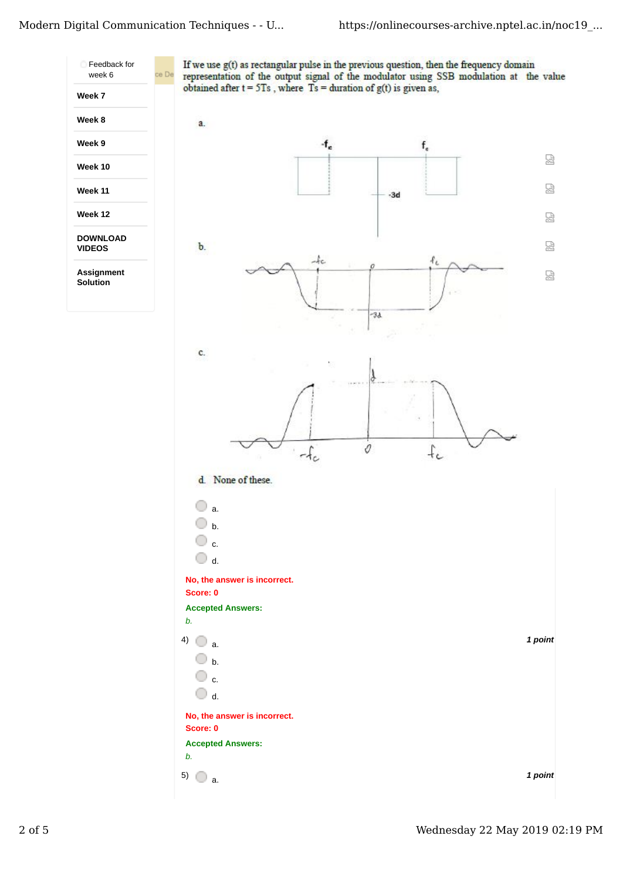- Feedback for week 6
- Week 7
- Week 8
- Week 9
- Week 10
- Week 11
- Week 12
- DOWNLOAD VIDEOS
- Assignment Solution

If we use g(t) as rectangular pulse in the previous question, then the frequency domain representation of the output signal of the modulator using SSB modulation at the value obtained after $t = 5T_s$, where $T_s$ = duration of g(t) is given as,

a.

b.

c.

d. None of these.

- a.
- b.
- c.
- d.

**No, the answer is incorrect.**
**Score: 0**

**Accepted Answers:**
*b.*

4)

- a.
- b.
- c.
- d.

*1 point*

**No, the answer is incorrect.**
**Score: 0**

**Accepted Answers:**
*b.*

5)

- a.

*1 point*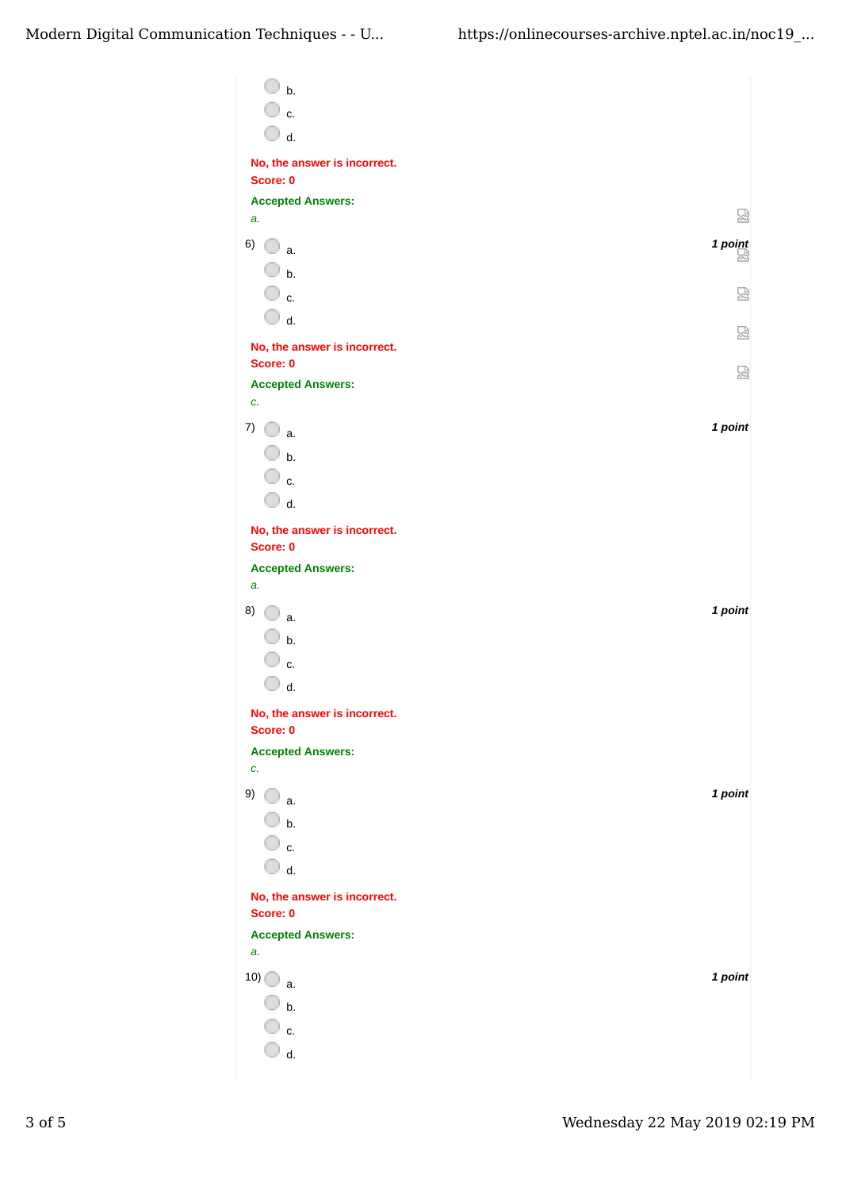- b.
- c.
- d.

**No, the answer is incorrect.**
**Score: 0**

**Accepted Answers:**
*a.*

6) *1 point*

- a.
- b.
- c.
- d.

**No, the answer is incorrect.**
**Score: 0**

**Accepted Answers:**
*c.*

7) *1 point*

- a.
- b.
- c.
- d.

**No, the answer is incorrect.**
**Score: 0**

**Accepted Answers:**
*a.*

8) *1 point*

- a.
- b.
- c.
- d.

**No, the answer is incorrect.**
**Score: 0**

**Accepted Answers:**
*c.*

9) *1 point*

- a.
- b.
- c.
- d.

**No, the answer is incorrect.**
**Score: 0**

**Accepted Answers:**
*a.*

10) *1 point*

- a.
- b.
- c.
- d.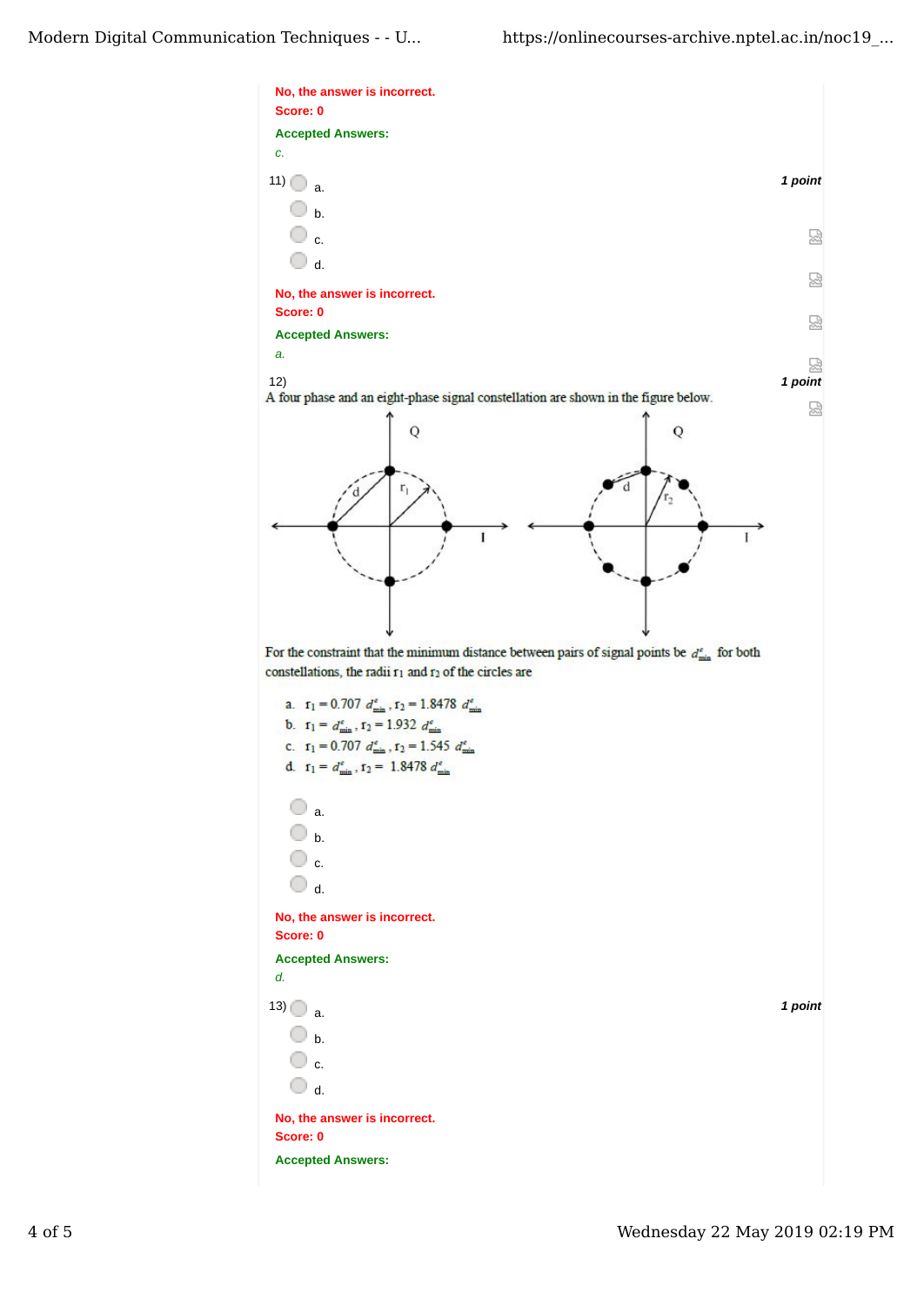No, the answer is incorrect.
Score: 0

Accepted Answers:
*c.*

11) 1 point

- a.
- b.
- c.
- d.

No, the answer is incorrect.
Score: 0

Accepted Answers:
*a.*

12) 1 point

A four phase and an eight-phase signal constellation are shown in the figure below.

For the constraint that the minimum distance between pairs of signal points be $d^e_{min}$ for both constellations, the radii $r_1$ and $r_2$ of the circles are

a. $r_1 = 0.707\ d^e_{min}$ , $r_2 = 1.8478\ d^e_{min}$
b. $r_1 = d^e_{min}$ , $r_2 = 1.932\ d^e_{min}$
c. $r_1 = 0.707\ d^e_{min}$ , $r_2 = 1.545\ d^e_{min}$
d. $r_1 = d^e_{min}$ , $r_2 = 1.8478\ d^e_{min}$

- a.
- b.
- c.
- d.

No, the answer is incorrect.
Score: 0

Accepted Answers:
*d.*

13) 1 point

- a.
- b.
- c.
- d.

No, the answer is incorrect.
Score: 0

Accepted Answers: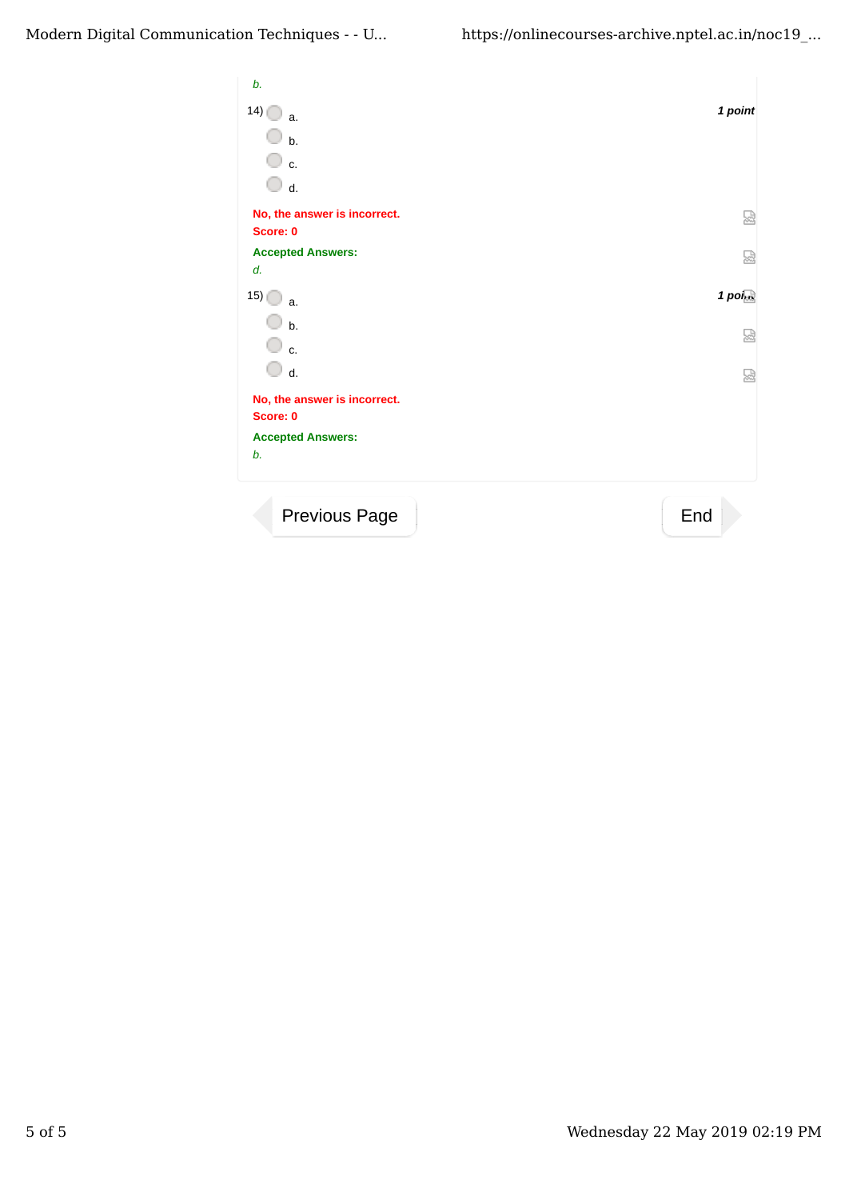*b.*

14) a.

b.

c.

d.

*1 point*

**No, the answer is incorrect.**
**Score: 0**

**Accepted Answers:**
*d.*

15) a.

b.

c.

d.

*1 point*

**No, the answer is incorrect.**
**Score: 0**

**Accepted Answers:**
*b.*

Previous Page

End